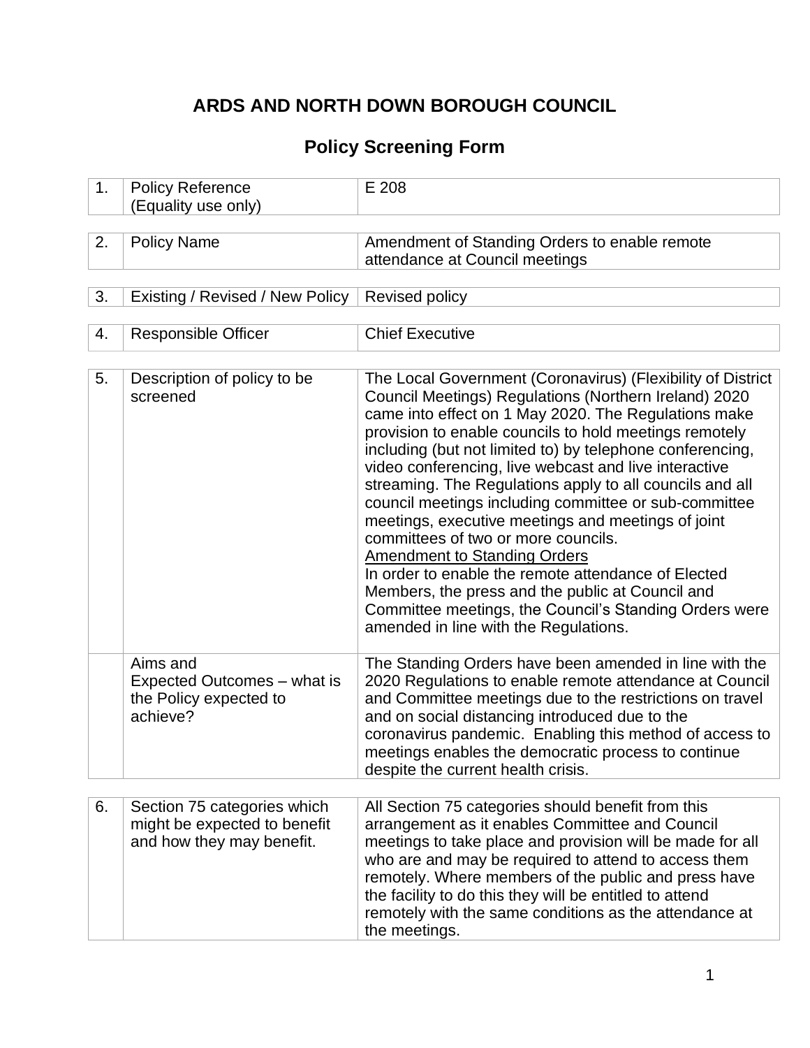# ARDS AND NORTH DOWN BOROUGH COUNCIL

## Policy Screening Form

| | | |
|---|---|---|
| 1. | Policy Reference (Equality use only) | E 208 |

| | | |
|---|---|---|
| 2. | Policy Name | Amendment of Standing Orders to enable remote attendance at Council meetings |

| | | |
|---|---|---|
| 3. | Existing / Revised / New Policy | Revised policy |

| | | |
|---|---|---|
| 4. | Responsible Officer | Chief Executive |

| | | |
|---|---|---|
| 5. | Description of policy to be screened | The Local Government (Coronavirus) (Flexibility of District Council Meetings) Regulations (Northern Ireland) 2020 came into effect on 1 May 2020. The Regulations make provision to enable councils to hold meetings remotely including (but not limited to) by telephone conferencing, video conferencing, live webcast and live interactive streaming. The Regulations apply to all councils and all council meetings including committee or sub-committee meetings, executive meetings and meetings of joint committees of two or more councils.<br>Amendment to Standing Orders<br>In order to enable the remote attendance of Elected Members, the press and the public at Council and Committee meetings, the Council's Standing Orders were amended in line with the Regulations. |
| | Aims and Expected Outcomes – what is the Policy expected to achieve? | The Standing Orders have been amended in line with the 2020 Regulations to enable remote attendance at Council and Committee meetings due to the restrictions on travel and on social distancing introduced due to the coronavirus pandemic. Enabling this method of access to meetings enables the democratic process to continue despite the current health crisis. |

| | | |
|---|---|---|
| 6. | Section 75 categories which might be expected to benefit and how they may benefit. | All Section 75 categories should benefit from this arrangement as it enables Committee and Council meetings to take place and provision will be made for all who are and may be required to attend to access them remotely. Where members of the public and press have the facility to do this they will be entitled to attend remotely with the same conditions as the attendance at the meetings. |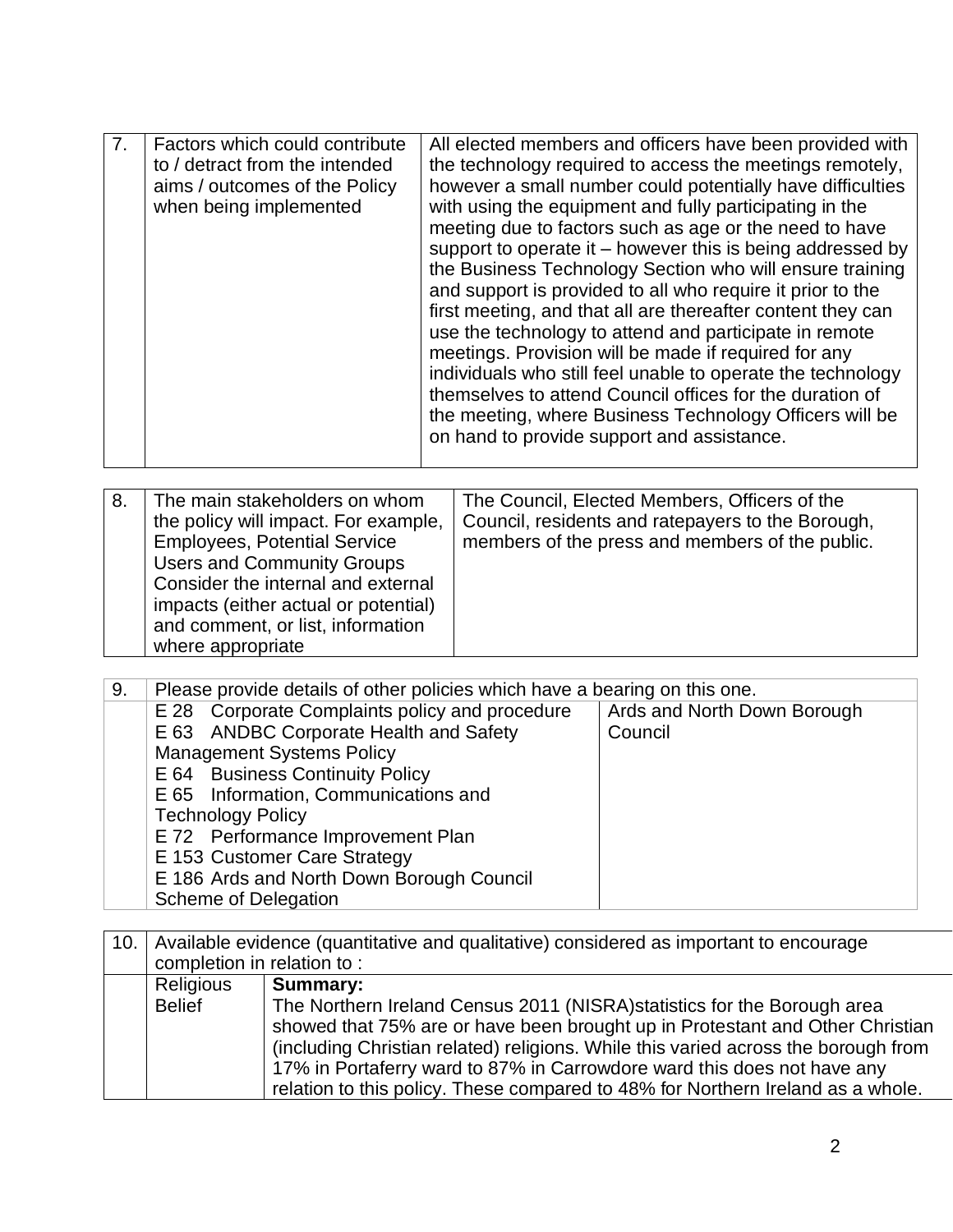| 7. | Factors which could contribute to / detract from the intended aims / outcomes of the Policy when being implemented | All elected members and officers have been provided with the technology required to access the meetings remotely, however a small number could potentially have difficulties with using the equipment and fully participating in the meeting due to factors such as age or the need to have support to operate it – however this is being addressed by the Business Technology Section who will ensure training and support is provided to all who require it prior to the first meeting, and that all are thereafter content they can use the technology to attend and participate in remote meetings. Provision will be made if required for any individuals who still feel unable to operate the technology themselves to attend Council offices for the duration of the meeting, where Business Technology Officers will be on hand to provide support and assistance. |
|---|---|---|

| 8. | The main stakeholders on whom the policy will impact. For example, Employees, Potential Service Users and Community Groups Consider the internal and external impacts (either actual or potential) and comment, or list, information where appropriate | The Council, Elected Members, Officers of the Council, residents and ratepayers to the Borough, members of the press and members of the public. |
|---|---|---|

| 9. | Please provide details of other policies which have a bearing on this one. | |
|---|---|---|
| | E 28 Corporate Complaints policy and procedure<br>E 63 ANDBC Corporate Health and Safety Management Systems Policy<br>E 64 Business Continuity Policy<br>E 65 Information, Communications and Technology Policy<br>E 72 Performance Improvement Plan<br>E 153 Customer Care Strategy<br>E 186 Ards and North Down Borough Council Scheme of Delegation | Ards and North Down Borough Council |

| 10. | Available evidence (quantitative and qualitative) considered as important to encourage completion in relation to : | |
|---|---|---|
| | Religious Belief | **Summary:**<br>The Northern Ireland Census 2011 (NISRA)statistics for the Borough area showed that 75% are or have been brought up in Protestant and Other Christian (including Christian related) religions. While this varied across the borough from 17% in Portaferry ward to 87% in Carrowdore ward this does not have any relation to this policy. These compared to 48% for Northern Ireland as a whole. |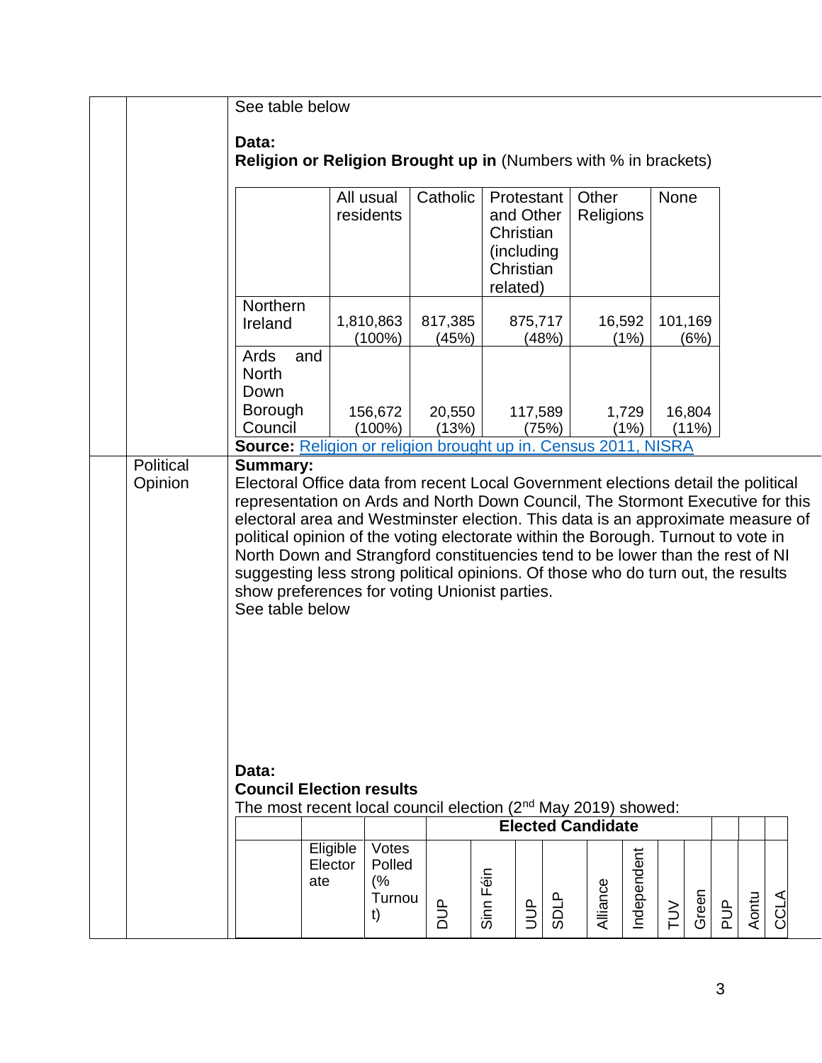See table below

**Data:**

**Religion or Religion Brought up in** (Numbers with % in brackets)

| | All usual residents | Catholic | Protestant and Other Christian (including Christian related) | Other Religions | None |
|---|---|---|---|---|---|
| Northern Ireland | 1,810,863 (100%) | 817,385 (45%) | 875,717 (48%) | 16,592 (1%) | 101,169 (6%) |
| Ards and North Down Borough Council | 156,672 (100%) | 20,550 (13%) | 117,589 (75%) | 1,729 (1%) | 16,804 (11%) |

**Source:** [Religion or religion brought up in. Census 2011, NISRA]()

**Political Opinion**

**Summary:**

Electoral Office data from recent Local Government elections detail the political representation on Ards and North Down Council, The Stormont Executive for this electoral area and Westminster election. This data is an approximate measure of political opinion of the voting electorate within the Borough. Turnout to vote in North Down and Strangford constituencies tend to be lower than the rest of NI suggesting less strong political opinions. Of those who do turn out, the results show preferences for voting Unionist parties.

See table below

**Data:**

**Council Election results**

The most recent local council election (2nd May 2019) showed:

| | | | Elected Candidate | | | | | | | | | | | |
|---|---|---|---|---|---|---|---|---|---|---|---|---|---|---|
| | Eligible Electorate | Votes Polled (% Turnout) | DUP | Sinn Féin | UUP | SDLP | Alliance | Independent | TUV | Green | PUP | Aontu | CCLA | |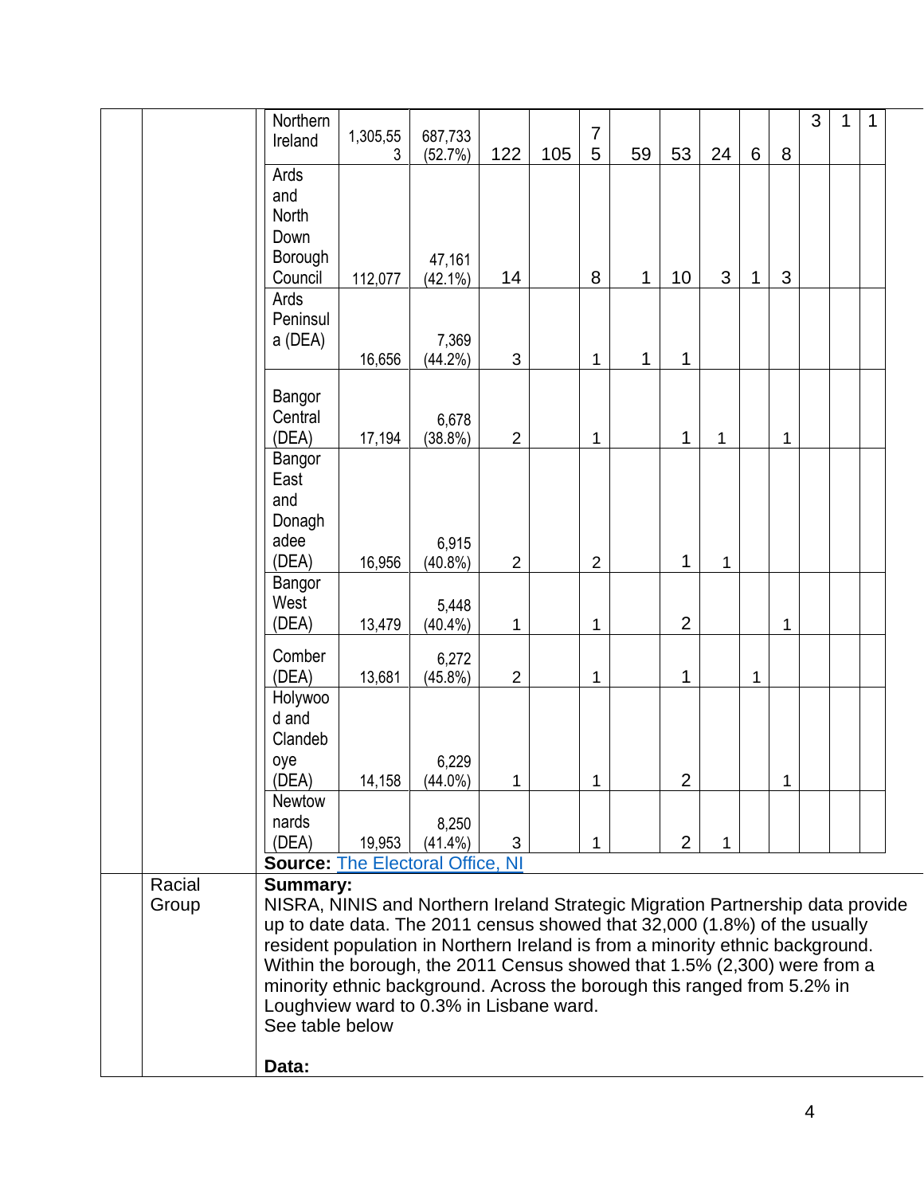| | | | | | | | | | | | | | |
|---|---|---|---|---|---|---|---|---|---|---|---|---|---|
| Northern Ireland | 1,305,553 | 687,733 (52.7%) | 122 | 105 | 75 | 59 | 53 | 24 | 6 | 8 | 3 | 1 | 1 |
| Ards and North Down Borough Council | 112,077 | 47,161 (42.1%) | 14 | | 8 | 1 | 10 | 3 | 1 | 3 | | | |
| Ards Peninsula (DEA) | 16,656 | 7,369 (44.2%) | 3 | | 1 | 1 | 1 | | | | | | |
| Bangor Central (DEA) | 17,194 | 6,678 (38.8%) | 2 | | 1 | | 1 | 1 | | 1 | | | |
| Bangor East and Donaghadee (DEA) | 16,956 | 6,915 (40.8%) | 2 | | 2 | | 1 | 1 | | | | | |
| Bangor West (DEA) | 13,479 | 5,448 (40.4%) | 1 | | 1 | | 2 | | | 1 | | | |
| Comber (DEA) | 13,681 | 6,272 (45.8%) | 2 | | 1 | | 1 | | 1 | | | | |
| Holywood and Clandeboye (DEA) | 14,158 | 6,229 (44.0%) | 1 | | 1 | | 2 | | | 1 | | | |
| Newtownards (DEA) | 19,953 | 8,250 (41.4%) | 3 | | 1 | | 2 | 1 | | | | | |

**Source:** The Electoral Office, NI

**Racial Group**

**Summary:**
NISRA, NINIS and Northern Ireland Strategic Migration Partnership data provide up to date data. The 2011 census showed that 32,000 (1.8%) of the usually resident population in Northern Ireland is from a minority ethnic background. Within the borough, the 2011 Census showed that 1.5% (2,300) were from a minority ethnic background. Across the borough this ranged from 5.2% in Loughview ward to 0.3% in Lisbane ward.
See table below

**Data:**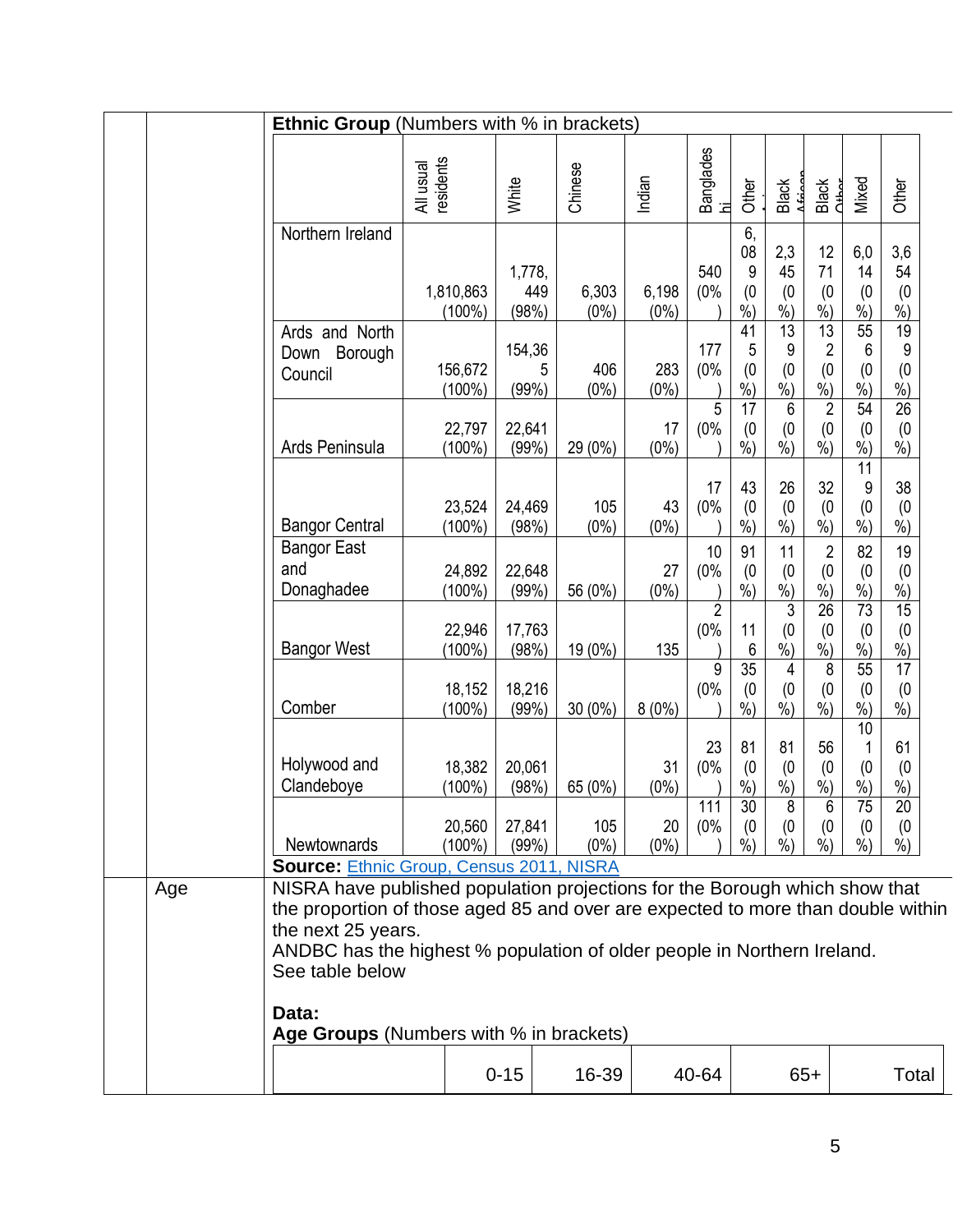**Ethnic Group** (Numbers with % in brackets)

| | All usual residents | White | Chinese | Indian | Bangladeshi | Other | Black African | Black Other | Mixed | Other |
|---|---|---|---|---|---|---|---|---|---|---|
| Northern Ireland | 1,810,863 (100%) | 1,778,449 (98%) | 6,303 (0%) | 6,198 (0%) | 540 (0%) | 6,089 (0%) | 2,345 (0%) | 1271 (0%) | 6,014 (0%) | 3,654 (0%) |
| Ards and North Down Borough Council | 156,672 (100%) | 154,365 (99%) | 406 (0%) | 283 (0%) | 177 (0%) | 415 (0%) | 139 (0%) | 132 (0%) | 556 (0%) | 199 (0%) |
| Ards Peninsula | 22,797 (100%) | 22,641 (99%) | 29 (0%) | 17 (0%) | 5 (0%) | 17 (0%) | 6 (0%) | 2 (0%) | 54 (0%) | 26 (0%) |
| Bangor Central | 23,524 (100%) | 24,469 (98%) | 105 (0%) | 43 (0%) | 17 (0%) | 43 (0%) | 26 (0%) | 32 (0%) | 119 (0%) | 38 (0%) |
| Bangor East and Donaghadee | 24,892 (100%) | 22,648 (99%) | 56 (0%) | 27 (0%) | 10 (0%) | 91 (0%) | 11 (0%) | 2 (0%) | 82 (0%) | 19 (0%) |
| Bangor West | 22,946 (100%) | 17,763 (98%) | 19 (0%) | 135 | 2 (0%) | 116 | 3 (0%) | 26 (0%) | 73 (0%) | 15 (0%) |
| Comber | 18,152 (100%) | 18,216 (99%) | 30 (0%) | 8 (0%) | 9 (0%) | 35 (0%) | 4 (0%) | 8 (0%) | 55 (0%) | 17 (0%) |
| Holywood and Clandeboye | 18,382 (100%) | 20,061 (98%) | 65 (0%) | 31 (0%) | 23 (0%) | 81 (0%) | 81 (0%) | 56 (0%) | 101 (0%) | 61 (0%) |
| Newtownards | 20,560 (100%) | 27,841 (99%) | 105 (0%) | 20 (0%) | 111 (0%) | 30 (0%) | 8 (0%) | 6 (0%) | 75 (0%) | 20 (0%) |

**Source:** Ethnic Group, Census 2011, NISRA

**Age**

NISRA have published population projections for the Borough which show that the proportion of those aged 85 and over are expected to more than double within the next 25 years.

ANDBC has the highest % population of older people in Northern Ireland.

See table below

**Data:**

**Age Groups** (Numbers with % in brackets)

| | 0-15 | 16-39 | 40-64 | 65+ | Total |
|---|---|---|---|---|---|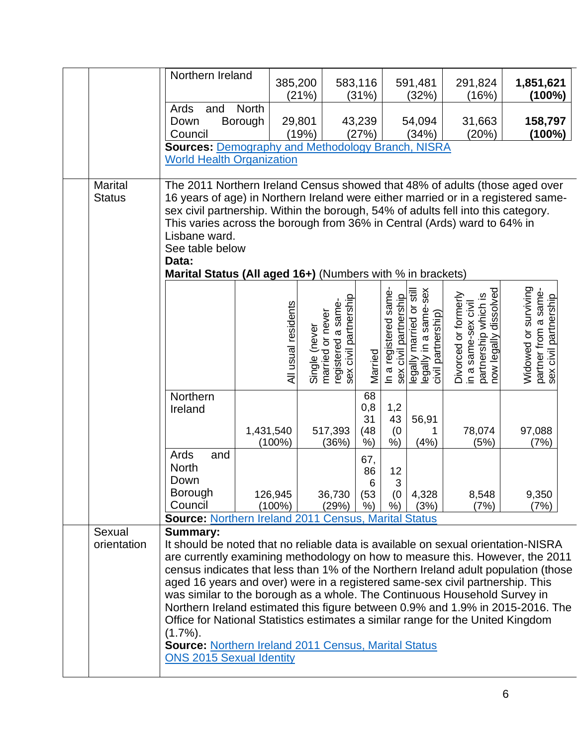| | | | | |
|---|---|---|---|---|
| Northern Ireland | 385,200 (21%) | 583,116 (31%) | 591,481 (32%) | 291,824 (16%) | **1,851,621 (100%)** |
| Ards and North Down Borough Council | 29,801 (19%) | 43,239 (27%) | 54,094 (34%) | 31,663 (20%) | **158,797 (100%)** |

**Sources:** Demography and Methodology Branch, NISRA
World Health Organization

## Marital Status

The 2011 Northern Ireland Census showed that 48% of adults (those aged over 16 years of age) in Northern Ireland were either married or in a registered same-sex civil partnership. Within the borough, 54% of adults fell into this category. This varies across the borough from 36% in Central (Ards) ward to 64% in Lisbane ward.

See table below

**Data:**

**Marital Status (All aged 16+)** (Numbers with % in brackets)

| | All usual residents | Single (never married or never registered a same-sex civil partnership | Married | In a registered same-sex civil partnership | legally married or still legally in a same-sex civil partnership) | Divorced or formerly in a same-sex civil partnership which is now legally dissolved | Widowed or surviving partner from a same-sex civil partnership |
|---|---|---|---|---|---|---|---|
| Northern Ireland | 1,431,540 (100%) | 517,393 (36%) | 680,831 (48%) | 1,243 (0%) | 56,911 (4%) | 78,074 (5%) | 97,088 (7%) |
| Ards and North Down Borough Council | 126,945 (100%) | 36,730 (29%) | 67,866 (53%) | 123 (0%) | 4,328 (3%) | 8,548 (7%) | 9,350 (7%) |

**Source:** Northern Ireland 2011 Census, Marital Status

## Sexual orientation

**Summary:**

It should be noted that no reliable data is available on sexual orientation-NISRA are currently examining methodology on how to measure this. However, the 2011 census indicates that less than 1% of the Northern Ireland adult population (those aged 16 years and over) were in a registered same-sex civil partnership. This was similar to the borough as a whole. The Continuous Household Survey in Northern Ireland estimated this figure between 0.9% and 1.9% in 2015-2016. The Office for National Statistics estimates a similar range for the United Kingdom (1.7%).

**Source:** Northern Ireland 2011 Census, Marital Status
ONS 2015 Sexual Identity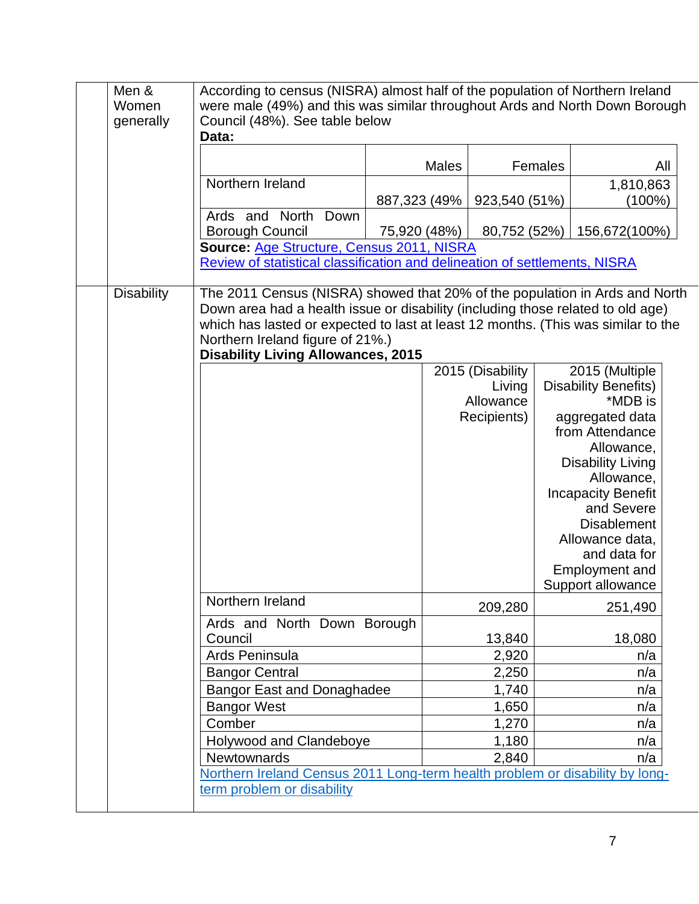| | | |
|---|---|---|
| | Men & Women generally | According to census (NISRA) almost half of the population of Northern Ireland were male (49%) and this was similar throughout Ards and North Down Borough Council (48%). See table below **Data:** |

| | Males | Females | All |
|---|---|---|---|
| Northern Ireland | 887,323 (49% | 923,540 (51%) | 1,810,863 (100%) |
| Ards and North Down Borough Council | 75,920 (48%) | 80,752 (52%) | 156,672(100%) |

**Source:** Age Structure, Census 2011, NISRA
Review of statistical classification and delineation of settlements, NISRA

| | | |
|---|---|---|
| | Disability | The 2011 Census (NISRA) showed that 20% of the population in Ards and North Down area had a health issue or disability (including those related to old age) which has lasted or expected to last at least 12 months. (This was similar to the Northern Ireland figure of 21%.) |

**Disability Living Allowances, 2015**

| | 2015 (Disability Living Allowance Recipients) | 2015 (Multiple Disability Benefits) *MDB is aggregated data from Attendance Allowance, Disability Living Allowance, Incapacity Benefit and Severe Disablement Allowance data, and data for Employment and Support allowance |
|---|---|---|
| Northern Ireland | 209,280 | 251,490 |
| Ards and North Down Borough Council | 13,840 | 18,080 |
| Ards Peninsula | 2,920 | n/a |
| Bangor Central | 2,250 | n/a |
| Bangor East and Donaghadee | 1,740 | n/a |
| Bangor West | 1,650 | n/a |
| Comber | 1,270 | n/a |
| Holywood and Clandeboye | 1,180 | n/a |
| Newtownards | 2,840 | n/a |

Northern Ireland Census 2011 Long-term health problem or disability by long-term problem or disability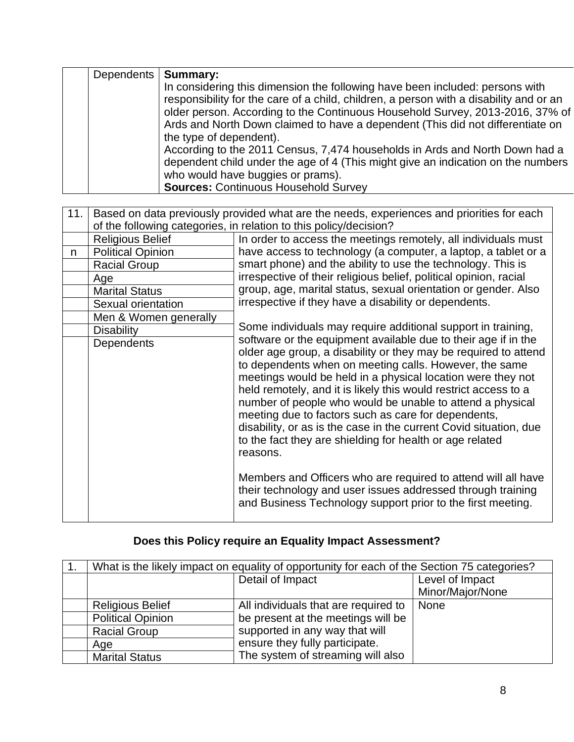| | Dependents | **Summary:**<br>In considering this dimension the following have been included: persons with responsibility for the care of a child, children, a person with a disability and or an older person. According to the Continuous Household Survey, 2013-2016, 37% of Ards and North Down claimed to have a dependent (This did not differentiate on the type of dependent).<br>According to the 2011 Census, 7,474 households in Ards and North Down had a dependent child under the age of 4 (This might give an indication on the numbers who would have buggies or prams).<br>**Sources:** Continuous Household Survey |
|---|---|---|

| 11. | Based on data previously provided what are the needs, experiences and priorities for each of the following categories, in relation to this policy/decision? | |
|---|---|---|
| | Religious Belief | In order to access the meetings remotely, all individuals must have access to technology (a computer, a laptop, a tablet or a smart phone) and the ability to use the technology. This is irrespective of their religious belief, political opinion, racial group, age, marital status, sexual orientation or gender. Also irrespective if they have a disability or dependents.<br><br>Some individuals may require additional support in training, software or the equipment available due to their age if in the older age group, a disability or they may be required to attend to dependents when on meeting calls. However, the same meetings would be held in a physical location were they not held remotely, and it is likely this would restrict access to a number of people who would be unable to attend a physical meeting due to factors such as care for dependents, disability, or as is the case in the current Covid situation, due to the fact they are shielding for health or age related reasons.<br><br>Members and Officers who are required to attend will all have their technology and user issues addressed through training and Business Technology support prior to the first meeting. |
| n | Political Opinion | |
| | Racial Group | |
| | Age | |
| | Marital Status | |
| | Sexual orientation | |
| | Men & Women generally | |
| | Disability | |
| | Dependents | |

**Does this Policy require an Equality Impact Assessment?**

| 1. | What is the likely impact on equality of opportunity for each of the Section 75 categories? | | |
|---|---|---|---|
| | | Detail of Impact | Level of Impact Minor/Major/None |
| | Religious Belief | All individuals that are required to be present at the meetings will be supported in any way that will ensure they fully participate. The system of streaming will also | None |
| | Political Opinion | | |
| | Racial Group | | |
| | Age | | |
| | Marital Status | | |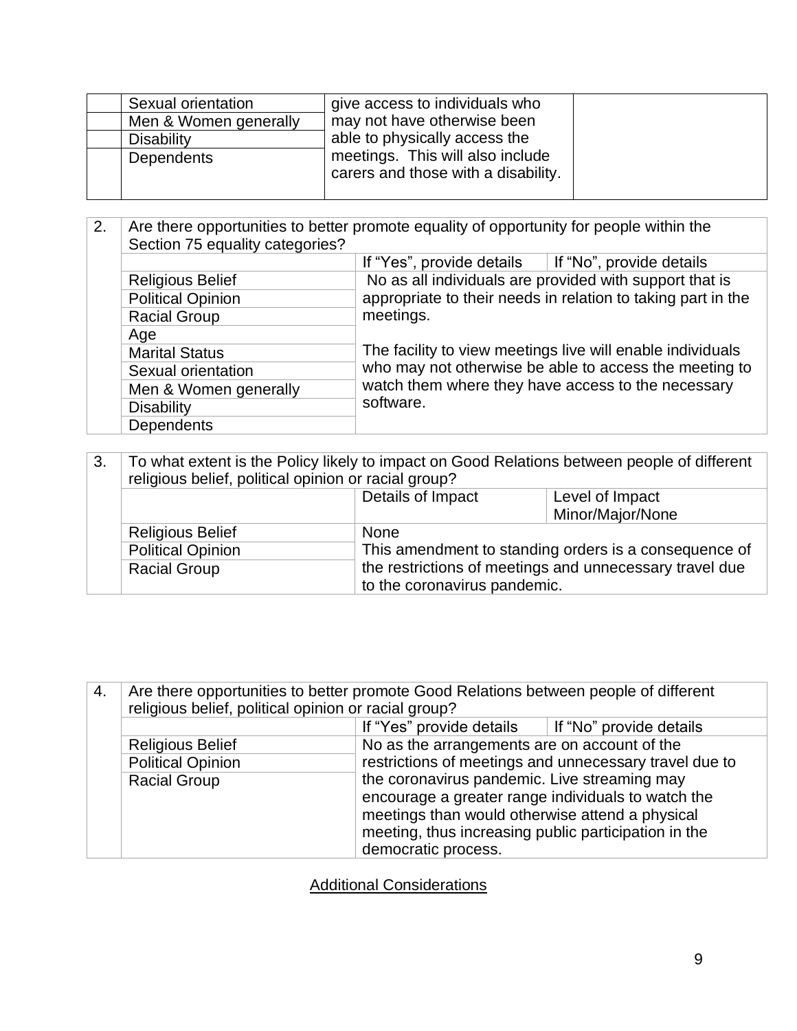| | | | |
|---|---|---|---|
| | Sexual orientation | give access to individuals who may not have otherwise been able to physically access the meetings. This will also include carers and those with a disability. | |
| | Men & Women generally | | |
| | Disability | | |
| | Dependents | | |

| 2. | Are there opportunities to better promote equality of opportunity for people within the Section 75 equality categories? | | |
|---|---|---|---|
| | | If "Yes", provide details | If "No", provide details |
| | Religious Belief | No as all individuals are provided with support that is appropriate to their needs in relation to taking part in the meetings.<br><br>The facility to view meetings live will enable individuals who may not otherwise be able to access the meeting to watch them where they have access to the necessary software. | |
| | Political Opinion | | |
| | Racial Group | | |
| | Age | | |
| | Marital Status | | |
| | Sexual orientation | | |
| | Men & Women generally | | |
| | Disability | | |
| | Dependents | | |

| 3. | To what extent is the Policy likely to impact on Good Relations between people of different religious belief, political opinion or racial group? | | |
|---|---|---|---|
| | | Details of Impact | Level of Impact Minor/Major/None |
| | Religious Belief | None<br>This amendment to standing orders is a consequence of the restrictions of meetings and unnecessary travel due to the coronavirus pandemic. | |
| | Political Opinion | | |
| | Racial Group | | |

| 4. | Are there opportunities to better promote Good Relations between people of different religious belief, political opinion or racial group? | | |
|---|---|---|---|
| | | If "Yes" provide details | If "No" provide details |
| | Religious Belief | No as the arrangements are on account of the restrictions of meetings and unnecessary travel due to the coronavirus pandemic. Live streaming may encourage a greater range individuals to watch the meetings than would otherwise attend a physical meeting, thus increasing public participation in the democratic process. | |
| | Political Opinion | | |
| | Racial Group | | |

## Additional Considerations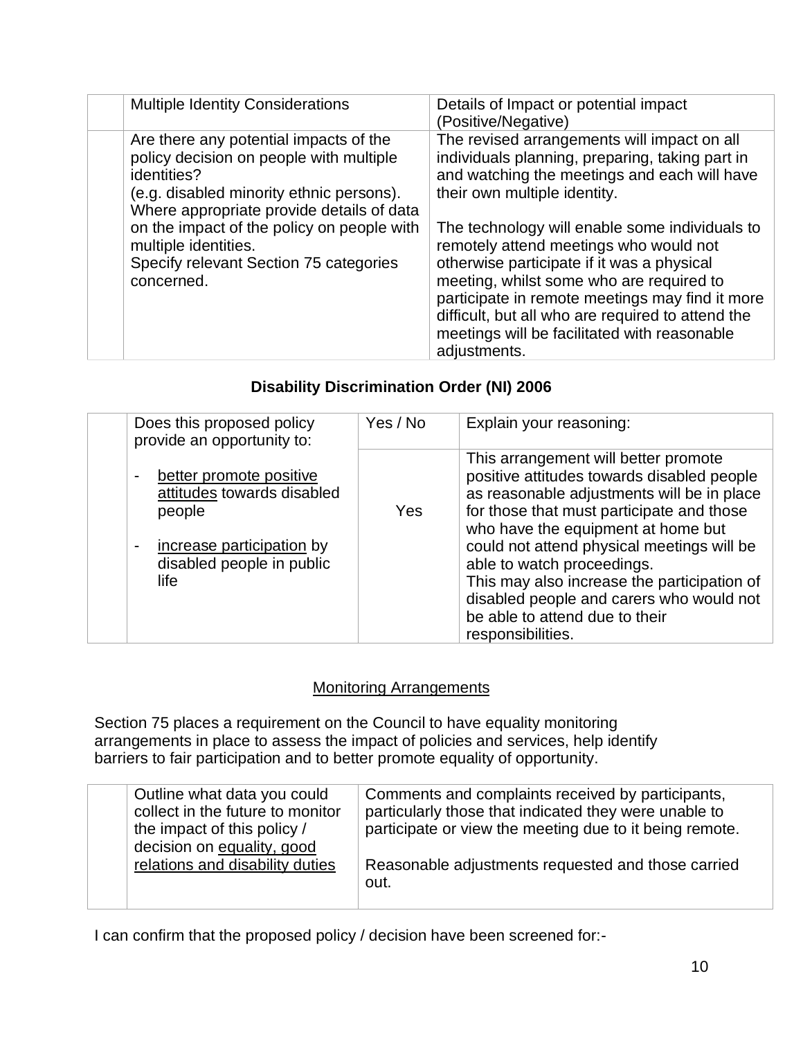| | Multiple Identity Considerations | Details of Impact or potential impact (Positive/Negative) |
|---|---|---|
| | Are there any potential impacts of the policy decision on people with multiple identities?<br>(e.g. disabled minority ethnic persons).<br>Where appropriate provide details of data on the impact of the policy on people with multiple identities.<br>Specify relevant Section 75 categories concerned. | The revised arrangements will impact on all individuals planning, preparing, taking part in and watching the meetings and each will have their own multiple identity.<br><br>The technology will enable some individuals to remotely attend meetings who would not otherwise participate if it was a physical meeting, whilst some who are required to participate in remote meetings may find it more difficult, but all who are required to attend the meetings will be facilitated with reasonable adjustments. |

## Disability Discrimination Order (NI) 2006

| | Does this proposed policy provide an opportunity to: | Yes / No | Explain your reasoning: |
|---|---|---|---|
| | - better promote positive attitudes towards disabled people<br><br>- increase participation by disabled people in public life | Yes | This arrangement will better promote positive attitudes towards disabled people as reasonable adjustments will be in place for those that must participate and those who have the equipment at home but could not attend physical meetings will be able to watch proceedings.<br>This may also increase the participation of disabled people and carers who would not be able to attend due to their responsibilities. |

### Monitoring Arrangements

Section 75 places a requirement on the Council to have equality monitoring arrangements in place to assess the impact of policies and services, help identify barriers to fair participation and to better promote equality of opportunity.

| | | |
|---|---|---|
| | Outline what data you could collect in the future to monitor the impact of this policy / decision on equality, good relations and disability duties | Comments and complaints received by participants, particularly those that indicated they were unable to participate or view the meeting due to it being remote.<br><br>Reasonable adjustments requested and those carried out. |

I can confirm that the proposed policy / decision have been screened for:-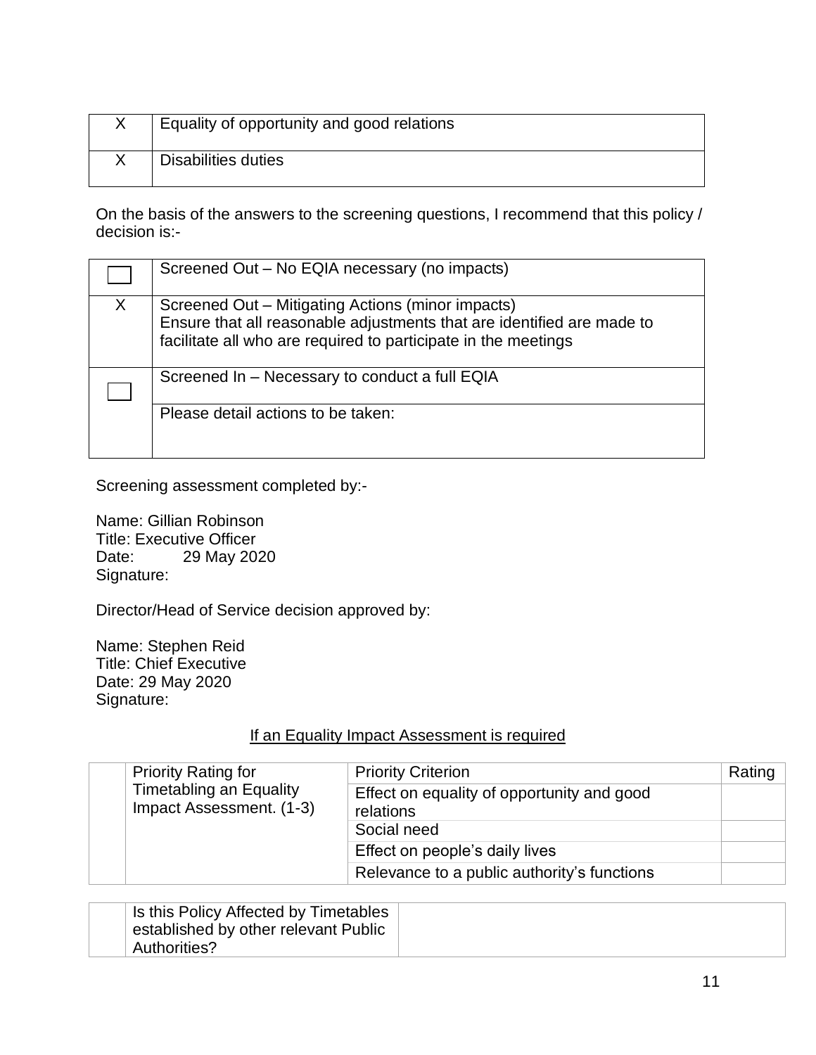| | |
|---|---|
| X | Equality of opportunity and good relations |
| X | Disabilities duties |

On the basis of the answers to the screening questions, I recommend that this policy / decision is:-

| | |
|---|---|
| ☐ | Screened Out – No EQIA necessary (no impacts) |
| X | Screened Out – Mitigating Actions (minor impacts)<br>Ensure that all reasonable adjustments that are identified are made to facilitate all who are required to participate in the meetings |
| ☐ | Screened In – Necessary to conduct a full EQIA |
| | Please detail actions to be taken: |

Screening assessment completed by:-

Name: Gillian Robinson
Title: Executive Officer
Date: 29 May 2020
Signature:

Director/Head of Service decision approved by:

Name: Stephen Reid
Title: Chief Executive
Date: 29 May 2020
Signature:

<u>If an Equality Impact Assessment is required</u>

| | Priority Rating for Timetabling an Equality Impact Assessment. (1-3) | Priority Criterion | Rating |
|---|---|---|---|
| | | Effect on equality of opportunity and good relations | |
| | | Social need | |
| | | Effect on people's daily lives | |
| | | Relevance to a public authority's functions | |

| | | |
|---|---|---|
| | Is this Policy Affected by Timetables established by other relevant Public Authorities? | |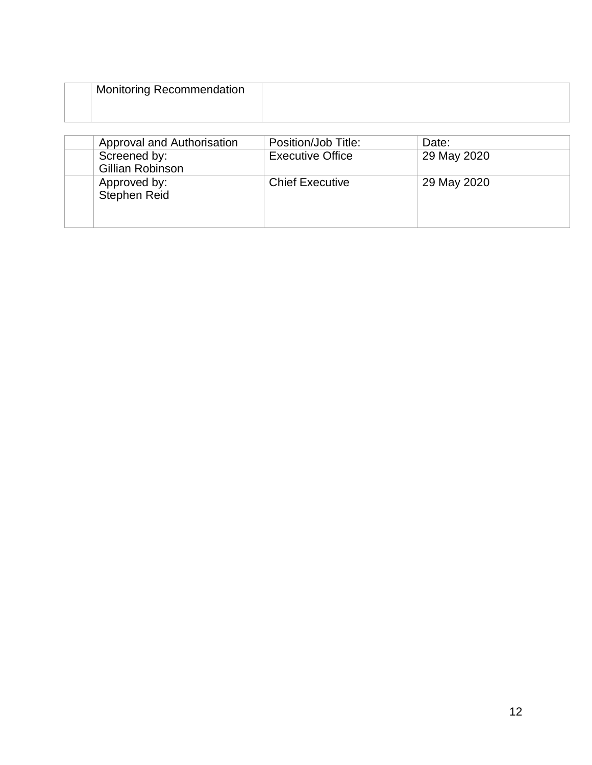| | | |
|---|---|---|
| | Monitoring Recommendation | |

| | Approval and Authorisation | Position/Job Title: | Date: |
|---|---|---|---|
| | Screened by:<br>Gillian Robinson | Executive Office | 29 May 2020 |
| | Approved by:<br>Stephen Reid | Chief Executive | 29 May 2020 |